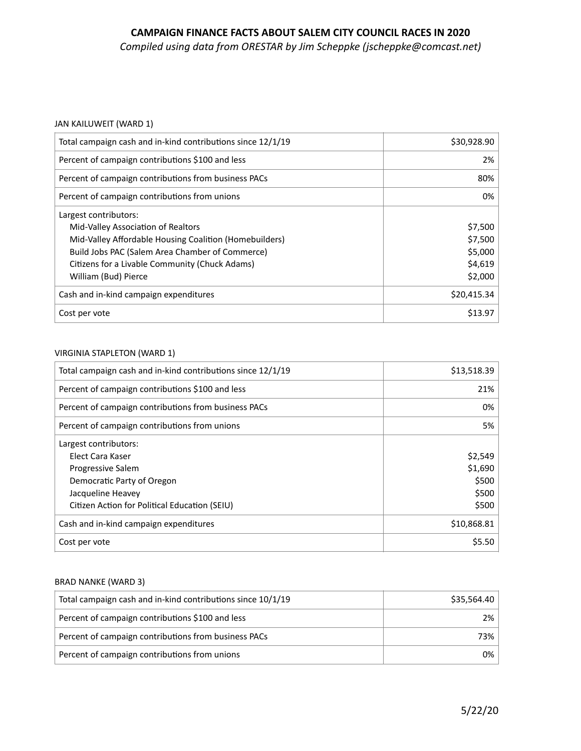# CAMPAIGN FINANCE FACTS ABOUT SALEM CITY COUNCIL RACES IN 2020

*Compiled using data from ORESTAR by Jim Scheppke (jscheppke@comcast.net)*

JAN KAILUWEIT (WARD 1)

| | |
|---|---:|
| Total campaign cash and in-kind contributions since 12/1/19 | $30,928.90 |
| Percent of campaign contributions $100 and less | 2% |
| Percent of campaign contributions from business PACs | 80% |
| Percent of campaign contributions from unions | 0% |
| Largest contributors:<br>Mid-Valley Association of Realtors<br>Mid-Valley Affordable Housing Coalition (Homebuilders)<br>Build Jobs PAC (Salem Area Chamber of Commerce)<br>Citizens for a Livable Community (Chuck Adams)<br>William (Bud) Pierce | <br>$7,500<br>$7,500<br>$5,000<br>$4,619<br>$2,000 |
| Cash and in-kind campaign expenditures | $20,415.34 |
| Cost per vote | $13.97 |

VIRGINIA STAPLETON (WARD 1)

| | |
|---|---:|
| Total campaign cash and in-kind contributions since 12/1/19 | $13,518.39 |
| Percent of campaign contributions $100 and less | 21% |
| Percent of campaign contributions from business PACs | 0% |
| Percent of campaign contributions from unions | 5% |
| Largest contributors:<br>Elect Cara Kaser<br>Progressive Salem<br>Democratic Party of Oregon<br>Jacqueline Heavey<br>Citizen Action for Political Education (SEIU) | <br>$2,549<br>$1,690<br>$500<br>$500<br>$500 |
| Cash and in-kind campaign expenditures | $10,868.81 |
| Cost per vote | $5.50 |

BRAD NANKE (WARD 3)

| | |
|---|---:|
| Total campaign cash and in-kind contributions since 10/1/19 | $35,564.40 |
| Percent of campaign contributions $100 and less | 2% |
| Percent of campaign contributions from business PACs | 73% |
| Percent of campaign contributions from unions | 0% |

5/22/20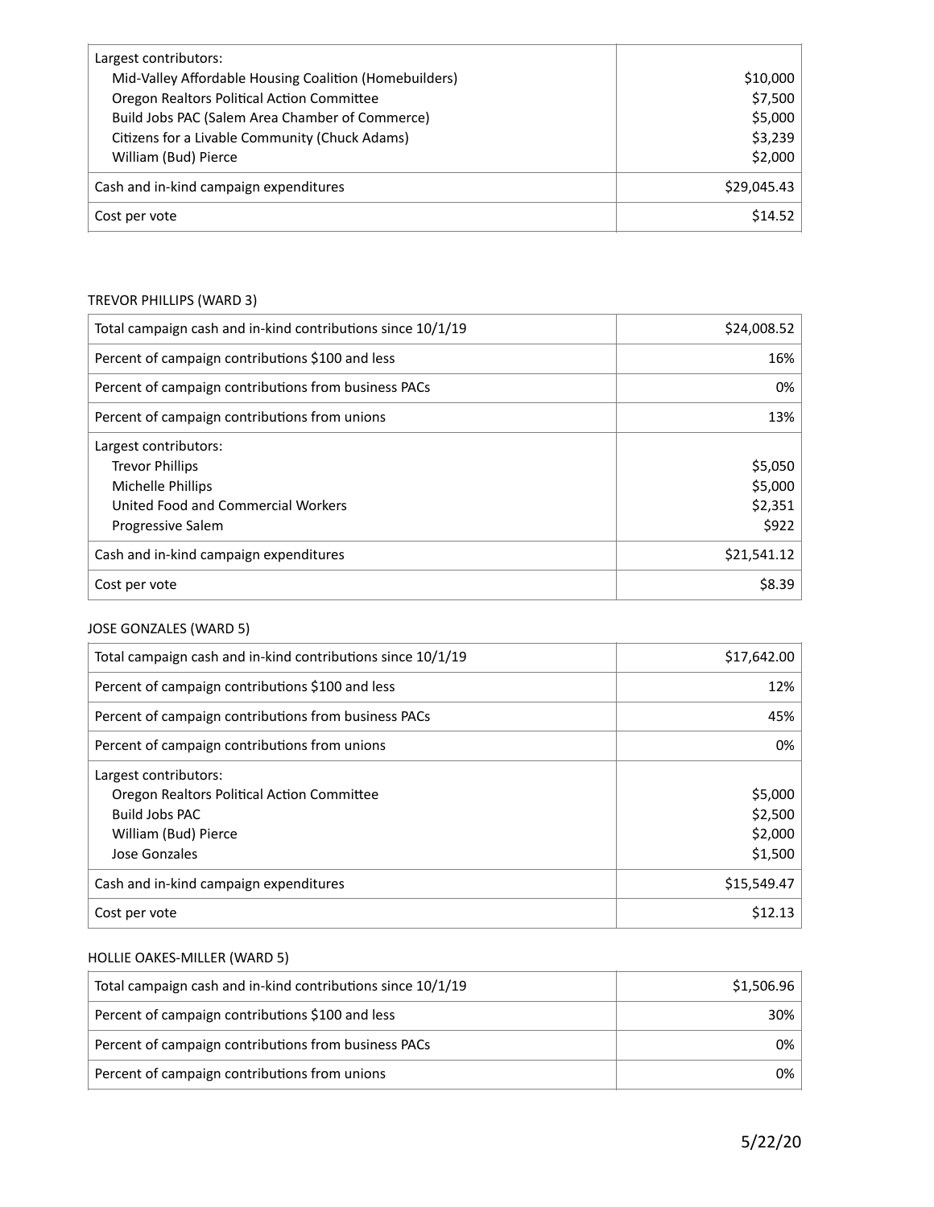| | |
|---|---|
| Largest contributors:<br>Mid-Valley Affordable Housing Coalition (Homebuilders)<br>Oregon Realtors Political Action Committee<br>Build Jobs PAC (Salem Area Chamber of Commerce)<br>Citizens for a Livable Community (Chuck Adams)<br>William (Bud) Pierce | <br>$10,000<br>$7,500<br>$5,000<br>$3,239<br>$2,000 |
| Cash and in-kind campaign expenditures | $29,045.43 |
| Cost per vote | $14.52 |

TREVOR PHILLIPS (WARD 3)

| | |
|---|---|
| Total campaign cash and in-kind contributions since 10/1/19 | $24,008.52 |
| Percent of campaign contributions $100 and less | 16% |
| Percent of campaign contributions from business PACs | 0% |
| Percent of campaign contributions from unions | 13% |
| Largest contributors:<br>Trevor Phillips<br>Michelle Phillips<br>United Food and Commercial Workers<br>Progressive Salem | <br>$5,050<br>$5,000<br>$2,351<br>$922 |
| Cash and in-kind campaign expenditures | $21,541.12 |
| Cost per vote | $8.39 |

JOSE GONZALES (WARD 5)

| | |
|---|---|
| Total campaign cash and in-kind contributions since 10/1/19 | $17,642.00 |
| Percent of campaign contributions $100 and less | 12% |
| Percent of campaign contributions from business PACs | 45% |
| Percent of campaign contributions from unions | 0% |
| Largest contributors:<br>Oregon Realtors Political Action Committee<br>Build Jobs PAC<br>William (Bud) Pierce<br>Jose Gonzales | <br>$5,000<br>$2,500<br>$2,000<br>$1,500 |
| Cash and in-kind campaign expenditures | $15,549.47 |
| Cost per vote | $12.13 |

HOLLIE OAKES-MILLER (WARD 5)

| | |
|---|---|
| Total campaign cash and in-kind contributions since 10/1/19 | $1,506.96 |
| Percent of campaign contributions $100 and less | 30% |
| Percent of campaign contributions from business PACs | 0% |
| Percent of campaign contributions from unions | 0% |

5/22/20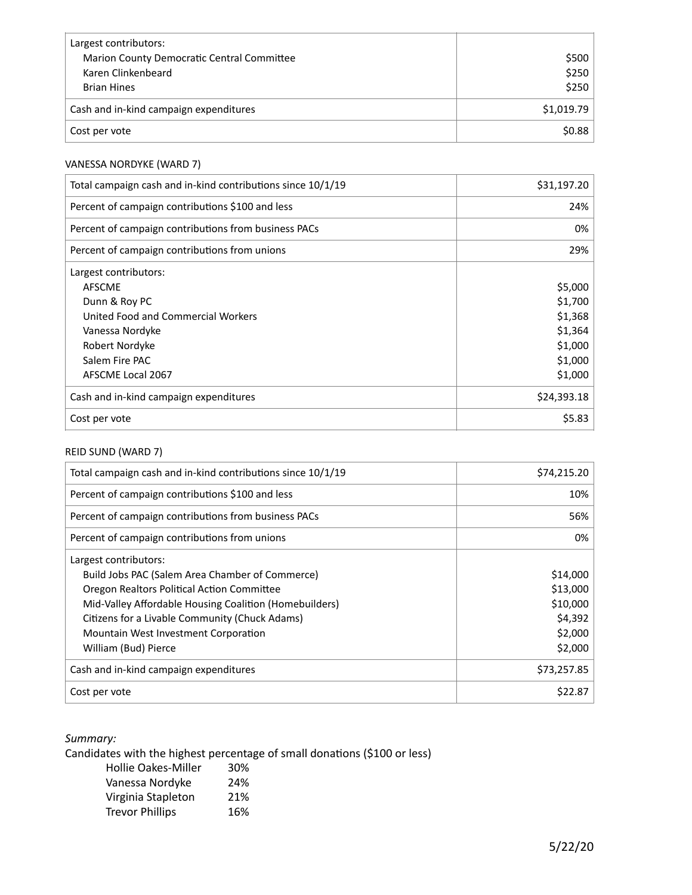| Largest contributors:<br>Marion County Democratic Central Committee<br>Karen Clinkenbeard<br>Brian Hines | <br>$500<br>$250<br>$250 |
|---|---|
| Cash and in-kind campaign expenditures | $1,019.79 |
| Cost per vote | $0.88 |

VANESSA NORDYKE (WARD 7)

| Total campaign cash and in-kind contributions since 10/1/19 | $31,197.20 |
|---|---|
| Percent of campaign contributions $100 and less | 24% |
| Percent of campaign contributions from business PACs | 0% |
| Percent of campaign contributions from unions | 29% |
| Largest contributors:<br>AFSCME<br>Dunn & Roy PC<br>United Food and Commercial Workers<br>Vanessa Nordyke<br>Robert Nordyke<br>Salem Fire PAC<br>AFSCME Local 2067 | <br>$5,000<br>$1,700<br>$1,368<br>$1,364<br>$1,000<br>$1,000<br>$1,000 |
| Cash and in-kind campaign expenditures | $24,393.18 |
| Cost per vote | $5.83 |

REID SUND (WARD 7)

| Total campaign cash and in-kind contributions since 10/1/19 | $74,215.20 |
|---|---|
| Percent of campaign contributions $100 and less | 10% |
| Percent of campaign contributions from business PACs | 56% |
| Percent of campaign contributions from unions | 0% |
| Largest contributors:<br>Build Jobs PAC (Salem Area Chamber of Commerce)<br>Oregon Realtors Political Action Committee<br>Mid-Valley Affordable Housing Coalition (Homebuilders)<br>Citizens for a Livable Community (Chuck Adams)<br>Mountain West Investment Corporation<br>William (Bud) Pierce | <br>$14,000<br>$13,000<br>$10,000<br>$4,392<br>$2,000<br>$2,000 |
| Cash and in-kind campaign expenditures | $73,257.85 |
| Cost per vote | $22.87 |

*Summary:*

Candidates with the highest percentage of small donations ($100 or less)

| | |
|---|---|
| Hollie Oakes-Miller | 30% |
| Vanessa Nordyke | 24% |
| Virginia Stapleton | 21% |
| Trevor Phillips | 16% |

5/22/20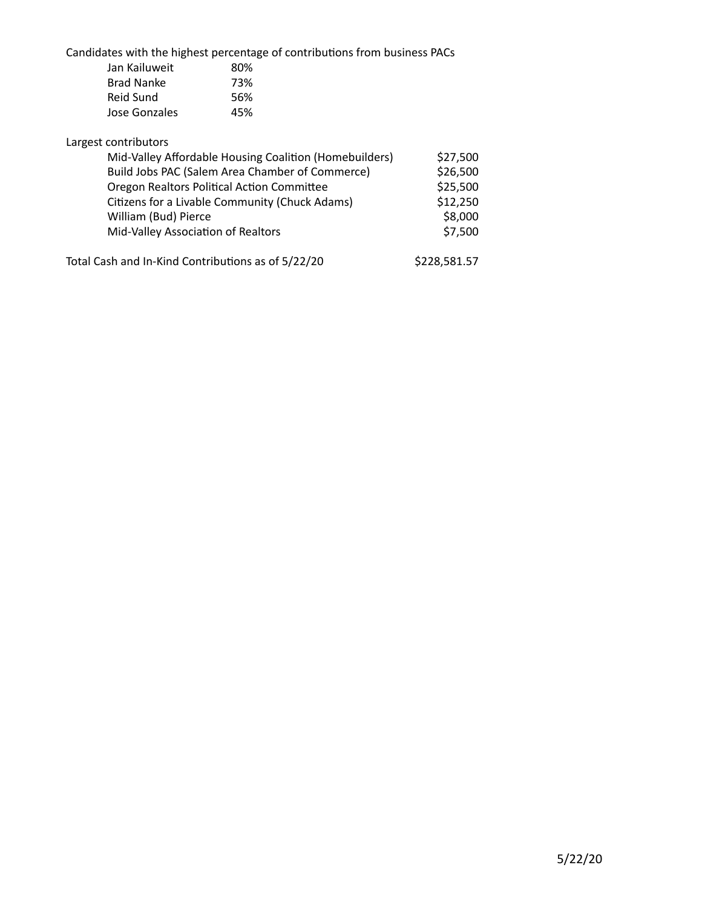Candidates with the highest percentage of contributions from business PACs

| | |
|---|---|
| Jan Kailuweit | 80% |
| Brad Nanke | 73% |
| Reid Sund | 56% |
| Jose Gonzales | 45% |

Largest contributors

| | |
|---|---|
| Mid-Valley Affordable Housing Coalition (Homebuilders) | $27,500 |
| Build Jobs PAC (Salem Area Chamber of Commerce) | $26,500 |
| Oregon Realtors Political Action Committee | $25,500 |
| Citizens for a Livable Community (Chuck Adams) | $12,250 |
| William (Bud) Pierce | $8,000 |
| Mid-Valley Association of Realtors | $7,500 |

Total Cash and In-Kind Contributions as of 5/22/20 $228,581.57

5/22/20